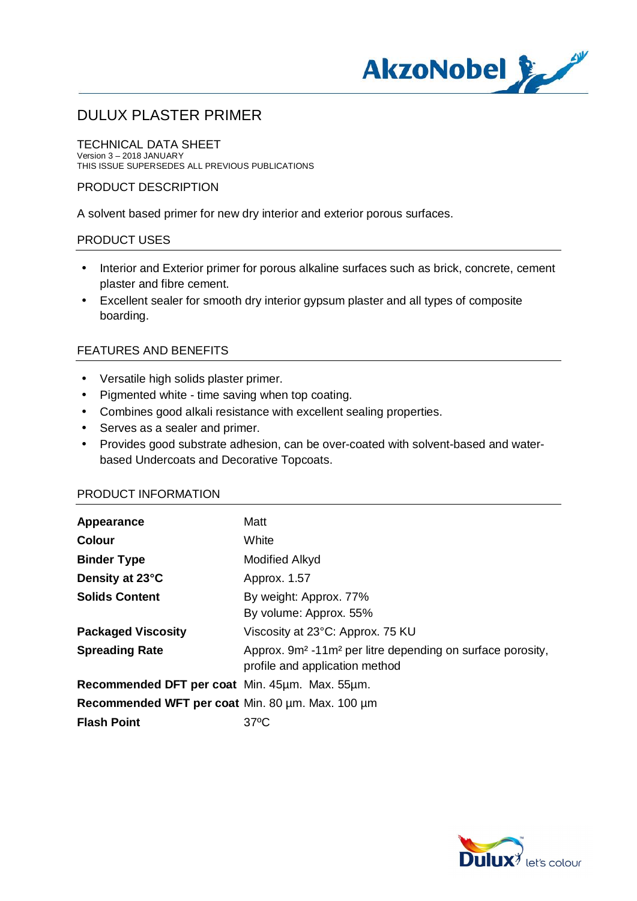# DULUX PLASTER PRIMER

## TECHNICAL DATA SHEET

Version 3 – 2018 JANUARY
THIS ISSUE SUPERSEDES ALL PREVIOUS PUBLICATIONS

## PRODUCT DESCRIPTION

A solvent based primer for new dry interior and exterior porous surfaces.

## PRODUCT USES

- Interior and Exterior primer for porous alkaline surfaces such as brick, concrete, cement plaster and fibre cement.
- Excellent sealer for smooth dry interior gypsum plaster and all types of composite boarding.

## FEATURES AND BENEFITS

- Versatile high solids plaster primer.
- Pigmented white - time saving when top coating.
- Combines good alkali resistance with excellent sealing properties.
- Serves as a sealer and primer.
- Provides good substrate adhesion, can be over-coated with solvent-based and water-based Undercoats and Decorative Topcoats.

## PRODUCT INFORMATION

| | |
|---|---|
| **Appearance** | Matt |
| **Colour** | White |
| **Binder Type** | Modified Alkyd |
| **Density at 23°C** | Approx. 1.57 |
| **Solids Content** | By weight: Approx. 77%<br>By volume: Approx. 55% |
| **Packaged Viscosity** | Viscosity at 23°C: Approx. 75 KU |
| **Spreading Rate** | Approx. 9m² -11m² per litre depending on surface porosity, profile and application method |
| **Recommended DFT per coat** | Min. 45µm. Max. 55µm. |
| **Recommended WFT per coat** | Min. 80 µm. Max. 100 µm |
| **Flash Point** | 37ºC |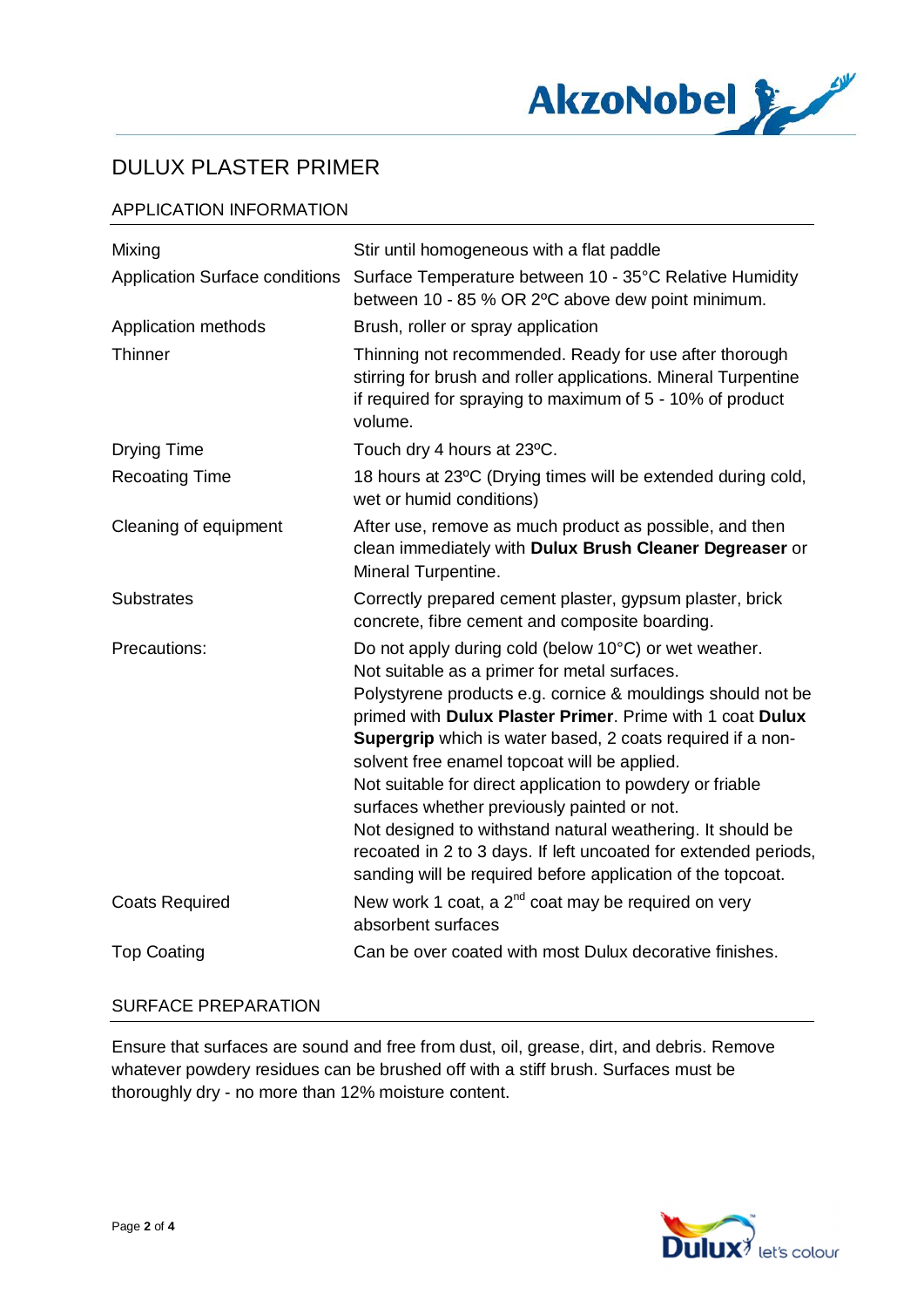# DULUX PLASTER PRIMER

## APPLICATION INFORMATION

| | |
|---|---|
| Mixing | Stir until homogeneous with a flat paddle |
| Application Surface conditions | Surface Temperature between 10 - 35°C Relative Humidity between 10 - 85 % OR 2ºC above dew point minimum. |
| Application methods | Brush, roller or spray application |
| Thinner | Thinning not recommended. Ready for use after thorough stirring for brush and roller applications. Mineral Turpentine if required for spraying to maximum of 5 - 10% of product volume. |
| Drying Time | Touch dry 4 hours at 23ºC. |
| Recoating Time | 18 hours at 23ºC (Drying times will be extended during cold, wet or humid conditions) |
| Cleaning of equipment | After use, remove as much product as possible, and then clean immediately with **Dulux Brush Cleaner Degreaser** or Mineral Turpentine. |
| Substrates | Correctly prepared cement plaster, gypsum plaster, brick concrete, fibre cement and composite boarding. |
| Precautions: | Do not apply during cold (below 10°C) or wet weather. Not suitable as a primer for metal surfaces. Polystyrene products e.g. cornice & mouldings should not be primed with **Dulux Plaster Primer**. Prime with 1 coat **Dulux Supergrip** which is water based, 2 coats required if a non-solvent free enamel topcoat will be applied. Not suitable for direct application to powdery or friable surfaces whether previously painted or not. Not designed to withstand natural weathering. It should be recoated in 2 to 3 days. If left uncoated for extended periods, sanding will be required before application of the topcoat. |
| Coats Required | New work 1 coat, a 2nd coat may be required on very absorbent surfaces |
| Top Coating | Can be over coated with most Dulux decorative finishes. |

## SURFACE PREPARATION

Ensure that surfaces are sound and free from dust, oil, grease, dirt, and debris. Remove whatever powdery residues can be brushed off with a stiff brush. Surfaces must be thoroughly dry - no more than 12% moisture content.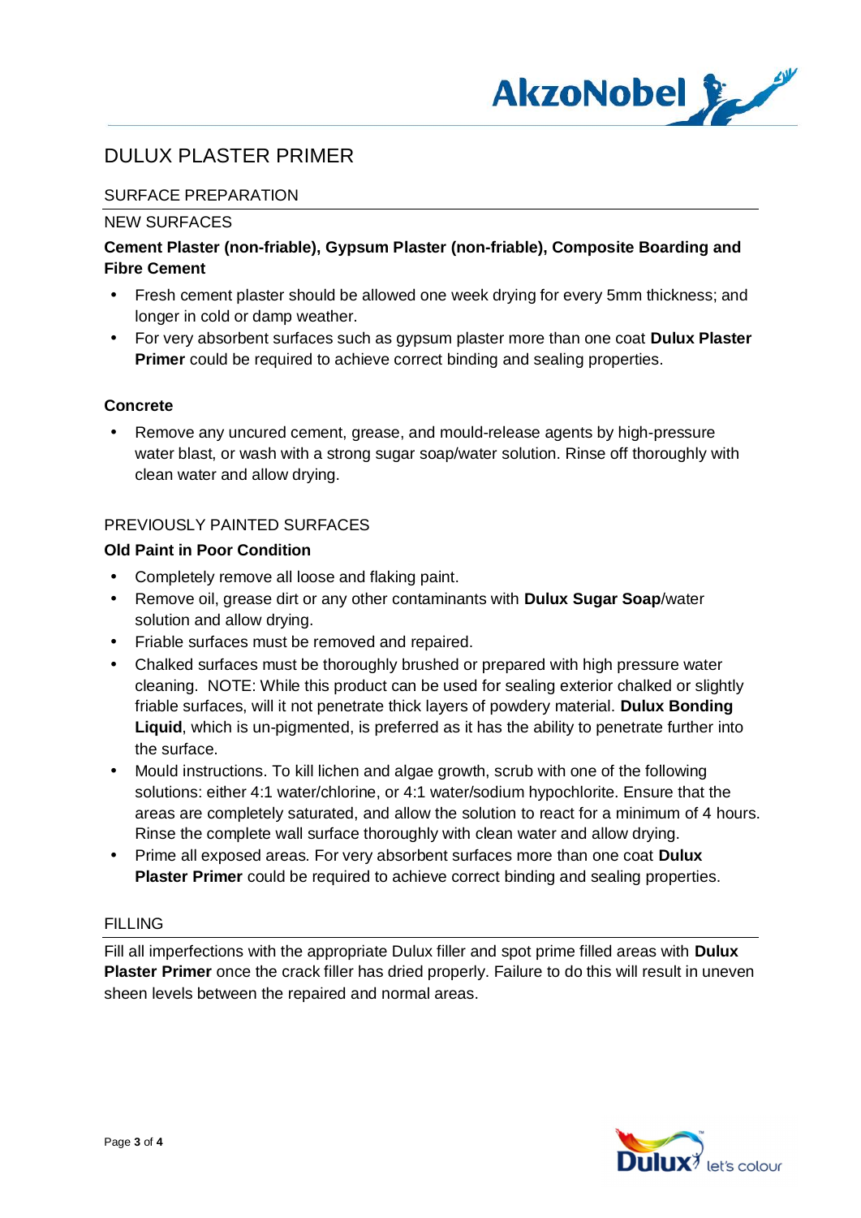# DULUX PLASTER PRIMER

## SURFACE PREPARATION

### NEW SURFACES

**Cement Plaster (non-friable), Gypsum Plaster (non-friable), Composite Boarding and Fibre Cement**

- Fresh cement plaster should be allowed one week drying for every 5mm thickness; and longer in cold or damp weather.
- For very absorbent surfaces such as gypsum plaster more than one coat **Dulux Plaster Primer** could be required to achieve correct binding and sealing properties.

**Concrete**

- Remove any uncured cement, grease, and mould-release agents by high-pressure water blast, or wash with a strong sugar soap/water solution. Rinse off thoroughly with clean water and allow drying.

### PREVIOUSLY PAINTED SURFACES

**Old Paint in Poor Condition**

- Completely remove all loose and flaking paint.
- Remove oil, grease dirt or any other contaminants with **Dulux Sugar Soap**/water solution and allow drying.
- Friable surfaces must be removed and repaired.
- Chalked surfaces must be thoroughly brushed or prepared with high pressure water cleaning. NOTE: While this product can be used for sealing exterior chalked or slightly friable surfaces, will it not penetrate thick layers of powdery material. **Dulux Bonding Liquid**, which is un-pigmented, is preferred as it has the ability to penetrate further into the surface.
- Mould instructions. To kill lichen and algae growth, scrub with one of the following solutions: either 4:1 water/chlorine, or 4:1 water/sodium hypochlorite. Ensure that the areas are completely saturated, and allow the solution to react for a minimum of 4 hours. Rinse the complete wall surface thoroughly with clean water and allow drying.
- Prime all exposed areas. For very absorbent surfaces more than one coat **Dulux Plaster Primer** could be required to achieve correct binding and sealing properties.

## FILLING

Fill all imperfections with the appropriate Dulux filler and spot prime filled areas with **Dulux Plaster Primer** once the crack filler has dried properly. Failure to do this will result in uneven sheen levels between the repaired and normal areas.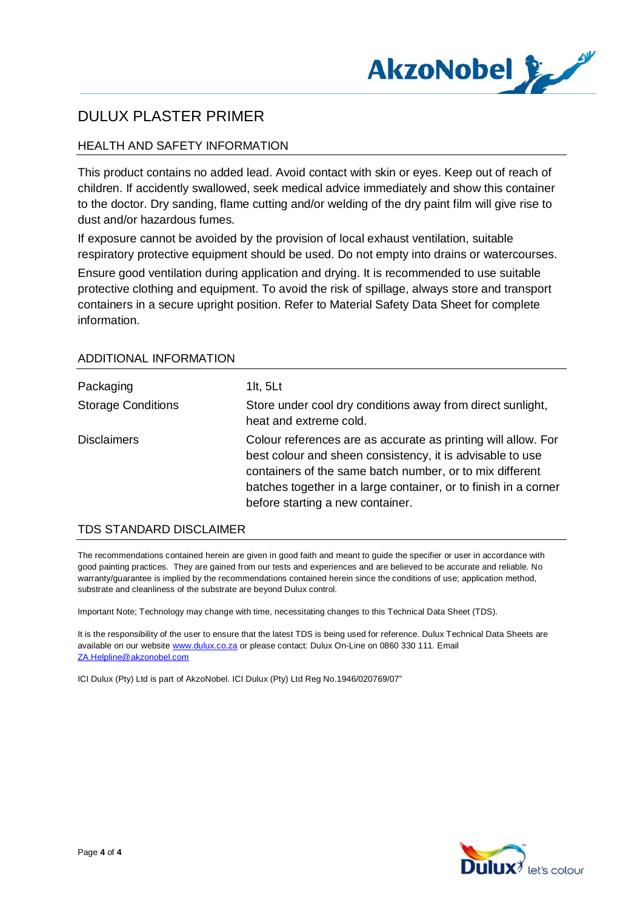# DULUX PLASTER PRIMER

## HEALTH AND SAFETY INFORMATION

This product contains no added lead. Avoid contact with skin or eyes. Keep out of reach of children. If accidently swallowed, seek medical advice immediately and show this container to the doctor. Dry sanding, flame cutting and/or welding of the dry paint film will give rise to dust and/or hazardous fumes.

If exposure cannot be avoided by the provision of local exhaust ventilation, suitable respiratory protective equipment should be used. Do not empty into drains or watercourses.

Ensure good ventilation during application and drying. It is recommended to use suitable protective clothing and equipment. To avoid the risk of spillage, always store and transport containers in a secure upright position. Refer to Material Safety Data Sheet for complete information.

## ADDITIONAL INFORMATION

| | |
|---|---|
| Packaging | 1lt, 5Lt |
| Storage Conditions | Store under cool dry conditions away from direct sunlight, heat and extreme cold. |
| Disclaimers | Colour references are as accurate as printing will allow. For best colour and sheen consistency, it is advisable to use containers of the same batch number, or to mix different batches together in a large container, or to finish in a corner before starting a new container. |

## TDS STANDARD DISCLAIMER

The recommendations contained herein are given in good faith and meant to guide the specifier or user in accordance with good painting practices. They are gained from our tests and experiences and are believed to be accurate and reliable. No warranty/guarantee is implied by the recommendations contained herein since the conditions of use; application method, substrate and cleanliness of the substrate are beyond Dulux control.

Important Note; Technology may change with time, necessitating changes to this Technical Data Sheet (TDS).

It is the responsibility of the user to ensure that the latest TDS is being used for reference. Dulux Technical Data Sheets are available on our website www.dulux.co.za or please contact: Dulux On-Line on 0860 330 111. Email ZA.Helpline@akzonobel.com

ICI Dulux (Pty) Ltd is part of AkzoNobel. ICI Dulux (Pty) Ltd Reg No.1946/020769/07"